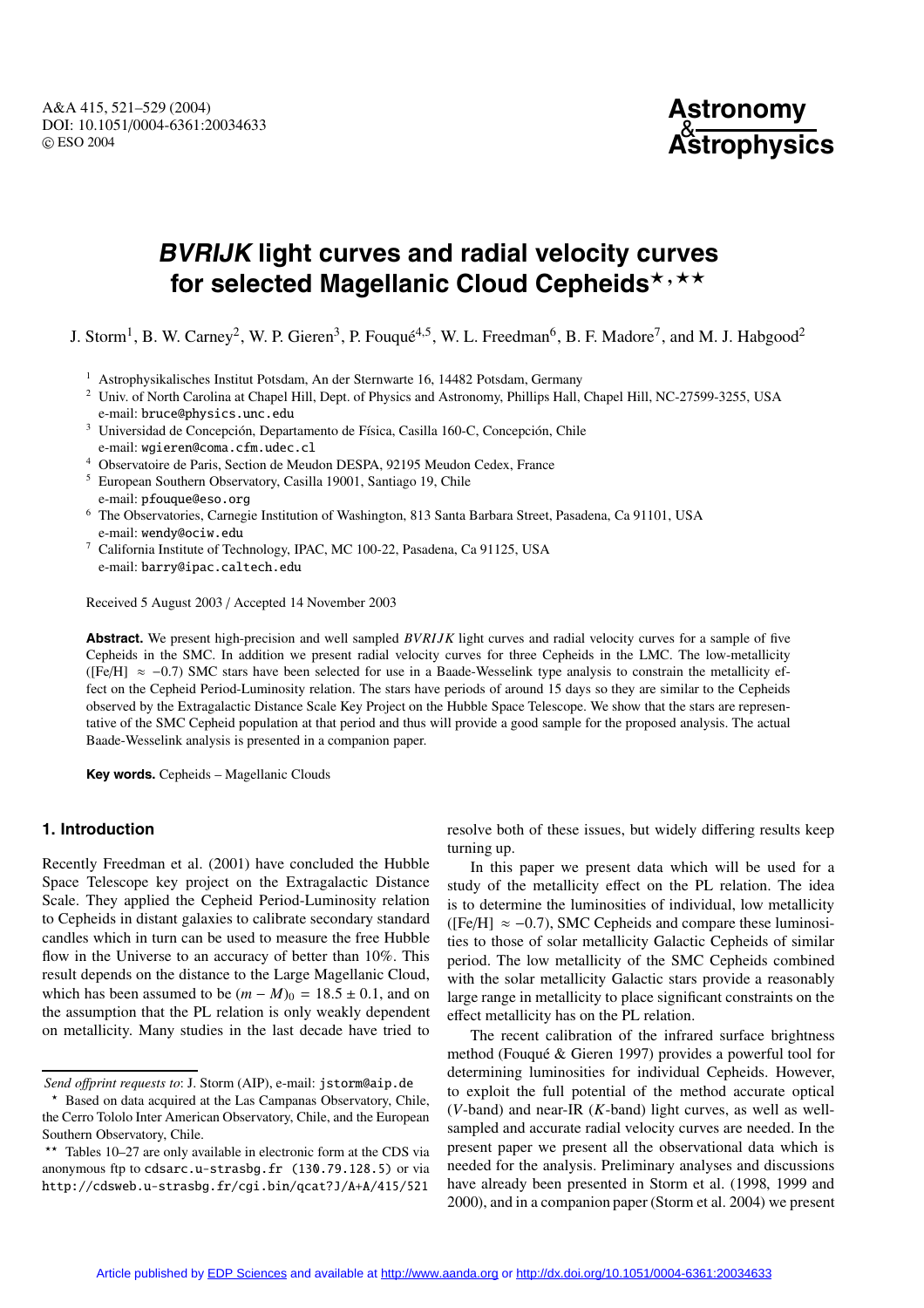# *BVRIJK* light curves and radial velocity curves for selected Magellanic Cloud Cepheids★,★★

J. Storm[1], B. W. Carney[2], W. P. Gieren[3], P. Fouqué[4,5], W. L. Freedman[6], B. F. Madore[7], and M. J. Habgood[2]

[1] Astrophysikalisches Institut Potsdam, An der Sternwarte 16, 14482 Potsdam, Germany

[2] Univ. of North Carolina at Chapel Hill, Dept. of Physics and Astronomy, Phillips Hall, Chapel Hill, NC-27599-3255, USA
e-mail: bruce@physics.unc.edu

[3] Universidad de Concepción, Departamento de Física, Casilla 160-C, Concepción, Chile
e-mail: wgieren@coma.cfm.udec.cl

[4] Observatoire de Paris, Section de Meudon DESPA, 92195 Meudon Cedex, France

[5] European Southern Observatory, Casilla 19001, Santiago 19, Chile
e-mail: pfouque@eso.org

[6] The Observatories, Carnegie Institution of Washington, 813 Santa Barbara Street, Pasadena, Ca 91101, USA
e-mail: wendy@ociw.edu

[7] California Institute of Technology, IPAC, MC 100-22, Pasadena, Ca 91125, USA
e-mail: barry@ipac.caltech.edu

Received 5 August 2003 / Accepted 14 November 2003

**Abstract.** We present high-precision and well sampled *BVRIJK* light curves and radial velocity curves for a sample of five Cepheids in the SMC. In addition we present radial velocity curves for three Cepheids in the LMC. The low-metallicity ([Fe/H] $\approx -0.7$) SMC stars have been selected for use in a Baade-Wesselink type analysis to constrain the metallicity effect on the Cepheid Period-Luminosity relation. The stars have periods of around 15 days so they are similar to the Cepheids observed by the Extragalactic Distance Scale Key Project on the Hubble Space Telescope. We show that the stars are representative of the SMC Cepheid population at that period and thus will provide a good sample for the proposed analysis. The actual Baade-Wesselink analysis is presented in a companion paper.

**Key words.** Cepheids – Magellanic Clouds

## 1. Introduction

Recently Freedman et al. (2001) have concluded the Hubble Space Telescope key project on the Extragalactic Distance Scale. They applied the Cepheid Period-Luminosity relation to Cepheids in distant galaxies to calibrate secondary standard candles which in turn can be used to measure the free Hubble flow in the Universe to an accuracy of better than 10%. This result depends on the distance to the Large Magellanic Cloud, which has been assumed to be $(m - M)_0 = 18.5 \pm 0.1$, and on the assumption that the PL relation is only weakly dependent on metallicity. Many studies in the last decade have tried to resolve both of these issues, but widely differing results keep turning up.

In this paper we present data which will be used for a study of the metallicity effect on the PL relation. The idea is to determine the luminosities of individual, low metallicity ([Fe/H] $\approx -0.7$), SMC Cepheids and compare these luminosities to those of solar metallicity Galactic Cepheids of similar period. The low metallicity of the SMC Cepheids combined with the solar metallicity Galactic stars provide a reasonably large range in metallicity to place significant constraints on the effect metallicity has on the PL relation.

The recent calibration of the infrared surface brightness method (Fouqué & Gieren 1997) provides a powerful tool for determining luminosities for individual Cepheids. However, to exploit the full potential of the method accurate optical ($V$-band) and near-IR ($K$-band) light curves, as well as well-sampled and accurate radial velocity curves are needed. In the present paper we present all the observational data which is needed for the analysis. Preliminary analyses and discussions have already been presented in Storm et al. (1998, 1999 and 2000), and in a companion paper (Storm et al. 2004) we present

---

*Send offprint requests to*: J. Storm (AIP), e-mail: jstorm@aip.de

★ Based on data acquired at the Las Campanas Observatory, Chile, the Cerro Tololo Inter American Observatory, Chile, and the European Southern Observatory, Chile.

★★ Tables 10–27 are only available in electronic form at the CDS via anonymous ftp to cdsarc.u-strasbg.fr (130.79.128.5) or via http://cdsweb.u-strasbg.fr/cgi-bin/qcat?J/A+A/415/521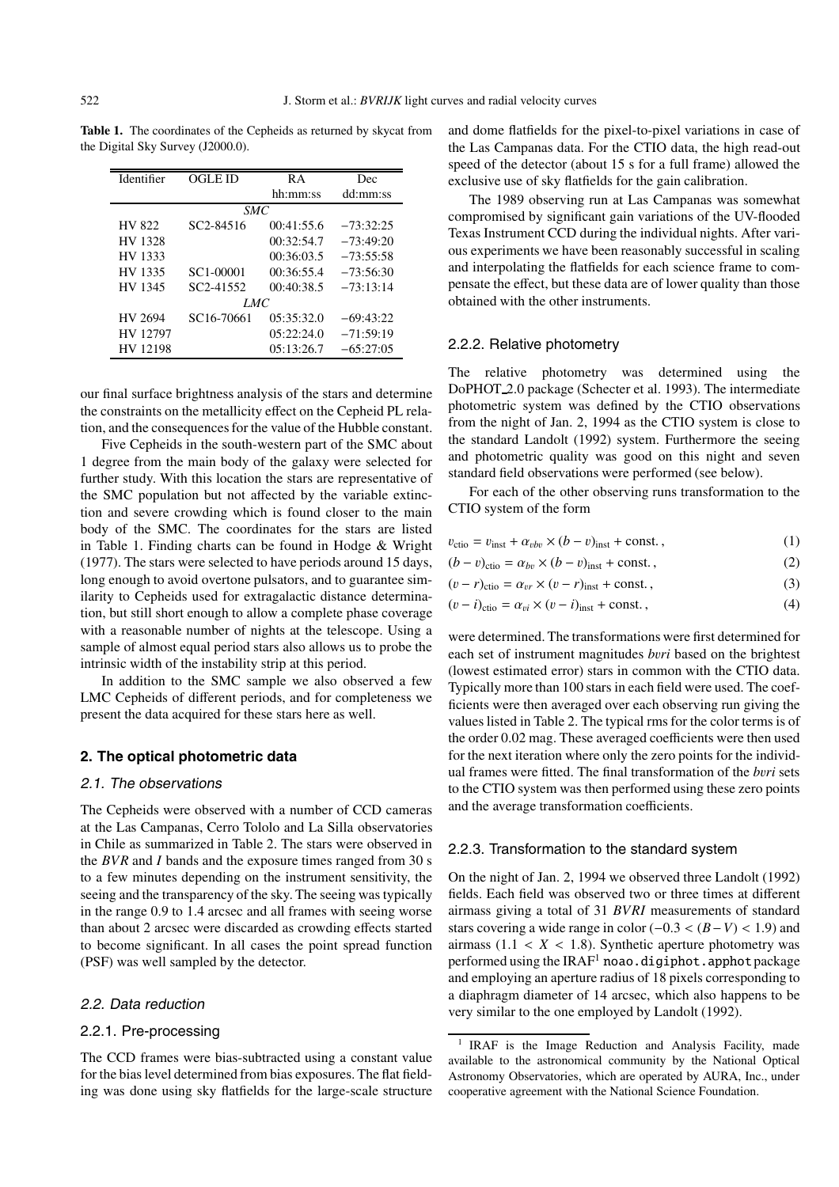**Table 1.** The coordinates of the Cepheids as returned by skycat from the Digital Sky Survey (J2000.0).

| Identifier | OGLE ID | RA | Dec |
|---|---|---|---|
| | | hh:mm:ss | dd:mm:ss |
| *SMC* | | | |
| HV 822 | SC2-84516 | 00:41:55.6 | −73:32:25 |
| HV 1328 | | 00:32:54.7 | −73:49:20 |
| HV 1333 | | 00:36:03.5 | −73:55:58 |
| HV 1335 | SC1-00001 | 00:36:55.4 | −73:56:30 |
| HV 1345 | SC2-41552 | 00:40:38.5 | −73:13:14 |
| *LMC* | | | |
| HV 2694 | SC16-70661 | 05:35:32.0 | −69:43:22 |
| HV 12797 | | 05:22:24.0 | −71:59:19 |
| HV 12198 | | 05:13:26.7 | −65:27:05 |

our final surface brightness analysis of the stars and determine the constraints on the metallicity effect on the Cepheid PL relation, and the consequences for the value of the Hubble constant.

Five Cepheids in the south-western part of the SMC about 1 degree from the main body of the galaxy were selected for further study. With this location the stars are representative of the SMC population but not affected by the variable extinction and severe crowding which is found closer to the main body of the SMC. The coordinates for the stars are listed in Table 1. Finding charts can be found in Hodge & Wright (1977). The stars were selected to have periods around 15 days, long enough to avoid overtone pulsators, and to guarantee similarity to Cepheids used for extragalactic distance determination, but still short enough to allow a complete phase coverage with a reasonable number of nights at the telescope. Using a sample of almost equal period stars also allows us to probe the intrinsic width of the instability strip at this period.

In addition to the SMC sample we also observed a few LMC Cepheids of different periods, and for completeness we present the data acquired for these stars here as well.

## 2. The optical photometric data

### 2.1. The observations

The Cepheids were observed with a number of CCD cameras at the Las Campanas, Cerro Tololo and La Silla observatories in Chile as summarized in Table 2. The stars were observed in the *BVR* and *I* bands and the exposure times ranged from 30 s to a few minutes depending on the instrument sensitivity, the seeing and the transparency of the sky. The seeing was typically in the range 0.9 to 1.4 arcsec and all frames with seeing worse than about 2 arcsec were discarded as crowding effects started to become significant. In all cases the point spread function (PSF) was well sampled by the detector.

### 2.2. Data reduction

#### 2.2.1. Pre-processing

The CCD frames were bias-subtracted using a constant value for the bias level determined from bias exposures. The flat fielding was done using sky flatfields for the large-scale structure and dome flatfields for the pixel-to-pixel variations in case of the Las Campanas data. For the CTIO data, the high read-out speed of the detector (about 15 s for a full frame) allowed the exclusive use of sky flatfields for the gain calibration.

The 1989 observing run at Las Campanas was somewhat compromised by significant gain variations of the UV-flooded Texas Instrument CCD during the individual nights. After various experiments we have been reasonably successful in scaling and interpolating the flatfields for each science frame to compensate the effect, but these data are of lower quality than those obtained with the other instruments.

#### 2.2.2. Relative photometry

The relative photometry was determined using the DoPHOT_2.0 package (Schecter et al. 1993). The intermediate photometric system was defined by the CTIO observations from the night of Jan. 2, 1994 as the CTIO system is close to the standard Landolt (1992) system. Furthermore the seeing and photometric quality was good on this night and seven standard field observations were performed (see below).

For each of the other observing runs transformation to the CTIO system of the form

$$v_{\rm ctio} = v_{\rm inst} + \alpha_{vbv} \times (b-v)_{\rm inst} + {\rm const.}, \tag{1}$$

$$(b-v)_{\rm ctio} = \alpha_{bv} \times (b-v)_{\rm inst} + {\rm const.}, \tag{2}$$

$$(v-r)_{\rm ctio} = \alpha_{vr} \times (v-r)_{\rm inst} + {\rm const.}, \tag{3}$$

$$(v-i)_{\rm ctio} = \alpha_{vi} \times (v-i)_{\rm inst} + {\rm const.}, \tag{4}$$

were determined. The transformations were first determined for each set of instrument magnitudes *bvri* based on the brightest (lowest estimated error) stars in common with the CTIO data. Typically more than 100 stars in each field were used. The coefficients were then averaged over each observing run giving the values listed in Table 2. The typical rms for the color terms is of the order 0.02 mag. These averaged coefficients were then used for the next iteration where only the zero points for the individual frames were fitted. The final transformation of the *bvri* sets to the CTIO system was then performed using these zero points and the average transformation coefficients.

#### 2.2.3. Transformation to the standard system

On the night of Jan. 2, 1994 we observed three Landolt (1992) fields. Each field was observed two or three times at different airmass giving a total of 31 *BVRI* measurements of standard stars covering a wide range in color ($-0.3 < (B-V) < 1.9$) and airmass ($1.1 < X < 1.8$). Synthetic aperture photometry was performed using the IRAF[1] `noao.digiphot.apphot` package and employing an aperture radius of 18 pixels corresponding to a diaphragm diameter of 14 arcsec, which also happens to be very similar to the one employed by Landolt (1992).

[1] IRAF is the Image Reduction and Analysis Facility, made available to the astronomical community by the National Optical Astronomy Observatories, which are operated by AURA, Inc., under cooperative agreement with the National Science Foundation.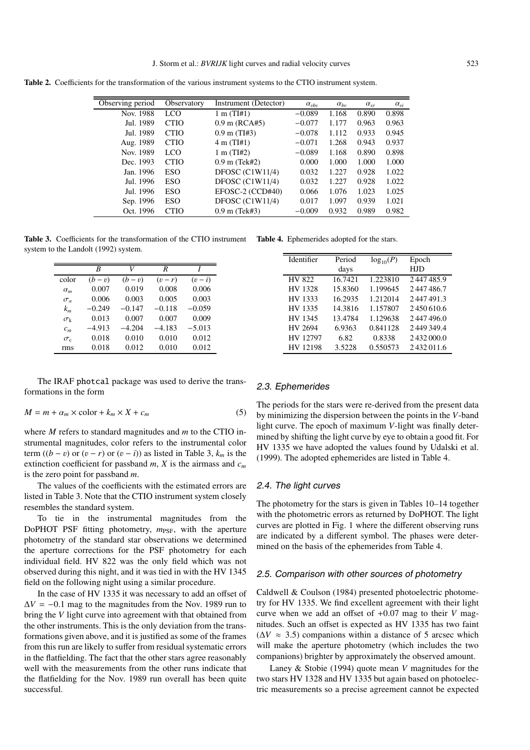**Table 2.** Coefficients for the transformation of the various instrument systems to the CTIO instrument system.

| Observing period | Observatory | Instrument (Detector) | $\alpha_{vbv}$ | $\alpha_{bv}$ | $\alpha_{vr}$ | $\alpha_{vi}$ |
|---|---|---|---|---|---|---|
| Nov. 1988 | LCO | 1 m (TI#1) | −0.089 | 1.168 | 0.890 | 0.898 |
| Jul. 1989 | CTIO | 0.9 m (RCA#5) | −0.077 | 1.177 | 0.963 | 0.963 |
| Jul. 1989 | CTIO | 0.9 m (TI#3) | −0.078 | 1.112 | 0.933 | 0.945 |
| Aug. 1989 | CTIO | 4 m (TI#1) | −0.071 | 1.268 | 0.943 | 0.937 |
| Nov. 1989 | LCO | 1 m (TI#2) | −0.089 | 1.168 | 0.890 | 0.898 |
| Dec. 1993 | CTIO | 0.9 m (Tek#2) | 0.000 | 1.000 | 1.000 | 1.000 |
| Jan. 1996 | ESO | DFOSC (C1W11/4) | 0.032 | 1.227 | 0.928 | 1.022 |
| Jul. 1996 | ESO | DFOSC (C1W11/4) | 0.032 | 1.227 | 0.928 | 1.022 |
| Jul. 1996 | ESO | EFOSC-2 (CCD#40) | 0.066 | 1.076 | 1.023 | 1.025 |
| Sep. 1996 | ESO | DFOSC (C1W11/4) | 0.017 | 1.097 | 0.939 | 1.021 |
| Oct. 1996 | CTIO | 0.9 m (Tek#3) | −0.009 | 0.932 | 0.989 | 0.982 |

**Table 3.** Coefficients for the transformation of the CTIO instrument system to the Landolt (1992) system.

| | $B$ | $V$ | $R$ | $I$ |
|---|---|---|---|---|
| color | $(b-v)$ | $(b-v)$ | $(v-r)$ | $(v-i)$ |
| $\alpha_m$ | 0.007 | 0.019 | 0.008 | 0.006 |
| $\sigma_\alpha$ | 0.006 | 0.003 | 0.005 | 0.003 |
| $k_m$ | −0.249 | −0.147 | −0.118 | −0.059 |
| $\sigma_k$ | 0.013 | 0.007 | 0.007 | 0.009 |
| $c_m$ | −4.913 | −4.204 | −4.183 | −5.013 |
| $\sigma_c$ | 0.018 | 0.010 | 0.010 | 0.012 |
| rms | 0.018 | 0.012 | 0.010 | 0.012 |

The IRAF photcal package was used to derive the transformations in the form

$$M = m + \alpha_m \times \text{color} + k_m \times X + c_m \tag{5}$$

where $M$ refers to standard magnitudes and $m$ to the CTIO instrumental magnitudes, color refers to the instrumental color term ($(b-v)$ or $(v-r)$ or $(v-i)$) as listed in Table 3, $k_m$ is the extinction coefficient for passband $m$, $X$ is the airmass and $c_m$ is the zero point for passband $m$.

The values of the coefficients with the estimated errors are listed in Table 3. Note that the CTIO instrument system closely resembles the standard system.

To tie in the instrumental magnitudes from the DoPHOT PSF fitting photometry, $m_{\rm PSF}$, with the aperture photometry of the standard star observations we determined the aperture corrections for the PSF photometry for each individual field. HV 822 was the only field which was not observed during this night, and it was tied in with the HV 1345 field on the following night using a similar procedure.

In the case of HV 1335 it was necessary to add an offset of $\Delta V = -0.1$ mag to the magnitudes from the Nov. 1989 run to bring the $V$ light curve into agreement with that obtained from the other instruments. This is the only deviation from the transformations given above, and it is justified as some of the frames from this run are likely to suffer from residual systematic errors in the flatfielding. The fact that the other stars agree reasonably well with the measurements from the other runs indicate that the flatfielding for the Nov. 1989 run overall has been quite successful.

**Table 4.** Ephemerides adopted for the stars.

| Identifier | Period days | $\log_{10}(P)$ | Epoch HJD |
|---|---|---|---|
| HV 822 | 16.7421 | 1.223810 | 2 447 485.9 |
| HV 1328 | 15.8360 | 1.199645 | 2 447 486.7 |
| HV 1333 | 16.2935 | 1.212014 | 2 447 491.3 |
| HV 1335 | 14.3816 | 1.157807 | 2 450 610.6 |
| HV 1345 | 13.4784 | 1.129638 | 2 447 496.0 |
| HV 2694 | 6.9363 | 0.841128 | 2 449 349.4 |
| HV 12797 | 6.82 | 0.8338 | 2 432 000.0 |
| HV 12198 | 3.5228 | 0.550573 | 2 432 011.6 |

### 2.3. Ephemerides

The periods for the stars were re-derived from the present data by minimizing the dispersion between the points in the $V$-band light curve. The epoch of maximum $V$-light was finally determined by shifting the light curve by eye to obtain a good fit. For HV 1335 we have adopted the values found by Udalski et al. (1999). The adopted ephemerides are listed in Table 4.

### 2.4. The light curves

The photometry for the stars is given in Tables 10–14 together with the photometric errors as returned by DoPHOT. The light curves are plotted in Fig. 1 where the different observing runs are indicated by a different symbol. The phases were determined on the basis of the ephemerides from Table 4.

### 2.5. Comparison with other sources of photometry

Caldwell & Coulson (1984) presented photoelectric photometry for HV 1335. We find excellent agreement with their light curve when we add an offset of +0.07 mag to their $V$ magnitudes. Such an offset is expected as HV 1335 has two faint ($\Delta V \approx 3.5$) companions within a distance of 5 arcsec which will make the aperture photometry (which includes the two companions) brighter by approximately the observed amount.

Laney & Stobie (1994) quote mean $V$ magnitudes for the two stars HV 1328 and HV 1335 but again based on photoelectric measurements so a precise agreement cannot be expected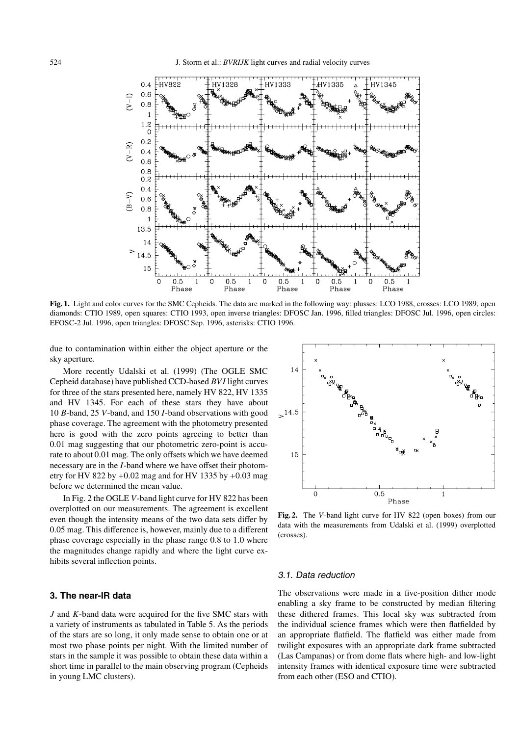**Fig. 1.** Light and color curves for the SMC Cepheids. The data are marked in the following way: plusses: LCO 1988, crosses: LCO 1989, open diamonds: CTIO 1989, open squares: CTIO 1993, open inverse triangles: DFOSC Jan. 1996, filled triangles: DFOSC Jul. 1996, open circles: EFOSC-2 Jul. 1996, open triangles: DFOSC Sep. 1996, asterisks: CTIO 1996.

due to contamination within either the object aperture or the sky aperture.

More recently Udalski et al. (1999) (The OGLE SMC Cepheid database) have published CCD-based *BVI* light curves for three of the stars presented here, namely HV 822, HV 1335 and HV 1345. For each of these stars they have about 10 *B*-band, 25 *V*-band, and 150 *I*-band observations with good phase coverage. The agreement with the photometry presented here is good with the zero points agreeing to better than 0.01 mag suggesting that our photometric zero-point is accurate to about 0.01 mag. The only offsets which we have deemed necessary are in the *I*-band where we have offset their photometry for HV 822 by +0.02 mag and for HV 1335 by +0.03 mag before we determined the mean value.

In Fig. 2 the OGLE *V*-band light curve for HV 822 has been overplotted on our measurements. The agreement is excellent even though the intensity means of the two data sets differ by 0.05 mag. This difference is, however, mainly due to a different phase coverage especially in the phase range 0.8 to 1.0 where the magnitudes change rapidly and where the light curve exhibits several inflection points.

**Fig. 2.** The *V*-band light curve for HV 822 (open boxes) from our data with the measurements from Udalski et al. (1999) overplotted (crosses).

## 3. The near-IR data

*J* and *K*-band data were acquired for the five SMC stars with a variety of instruments as tabulated in Table 5. As the periods of the stars are so long, it only made sense to obtain one or at most two phase points per night. With the limited number of stars in the sample it was possible to obtain these data within a short time in parallel to the main observing program (Cepheids in young LMC clusters).

### 3.1. Data reduction

The observations were made in a five-position dither mode enabling a sky frame to be constructed by median filtering these dithered frames. This local sky was subtracted from the individual science frames which were then flatfielded by an appropriate flatfield. The flatfield was either made from twilight exposures with an appropriate dark frame subtracted (Las Campanas) or from dome flats where high- and low-light intensity frames with identical exposure time were subtracted from each other (ESO and CTIO).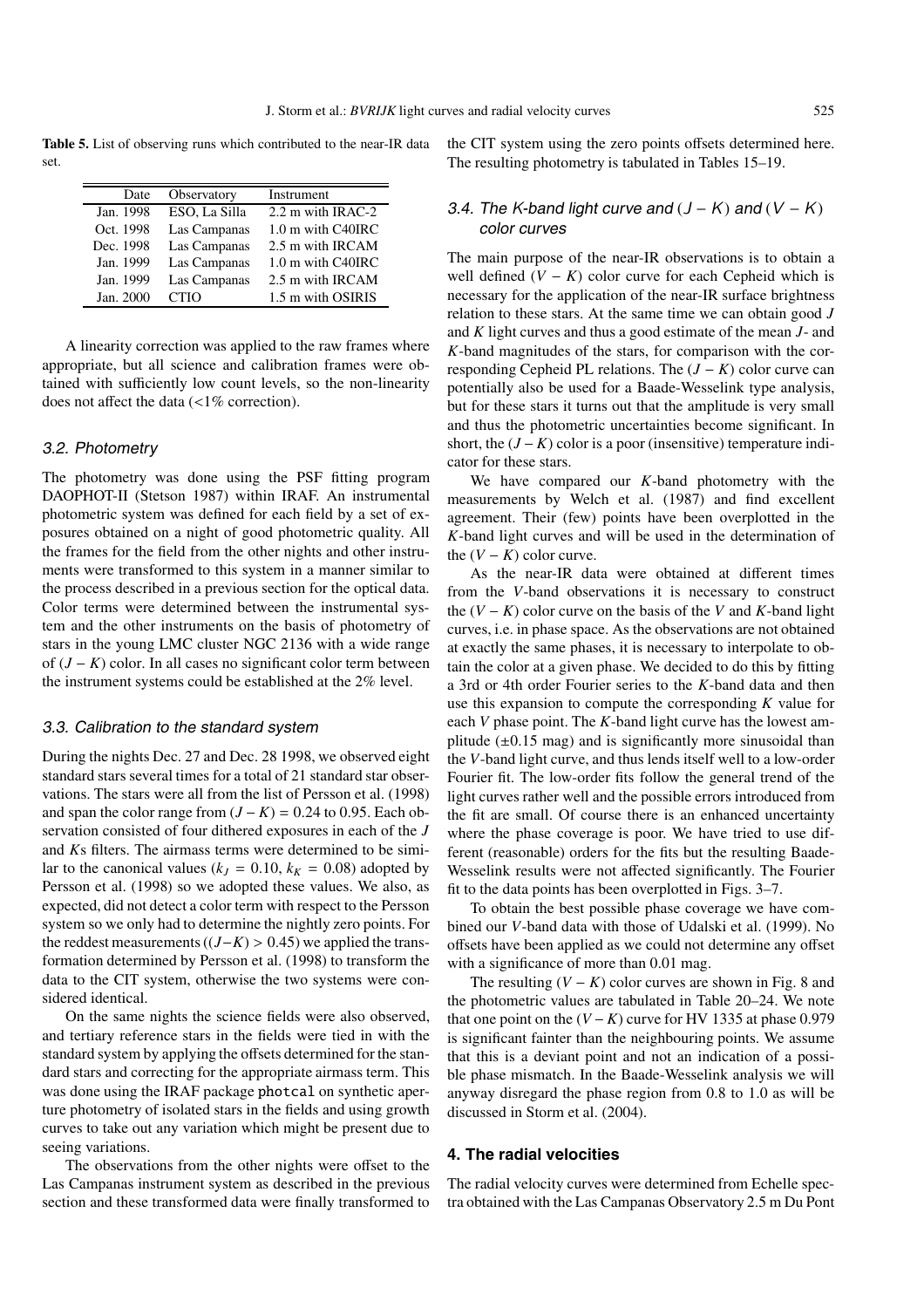**Table 5.** List of observing runs which contributed to the near-IR data set.

| Date | Observatory | Instrument |
|---|---|---|
| Jan. 1998 | ESO, La Silla | 2.2 m with IRAC-2 |
| Oct. 1998 | Las Campanas | 1.0 m with C40IRC |
| Dec. 1998 | Las Campanas | 2.5 m with IRCAM |
| Jan. 1999 | Las Campanas | 1.0 m with C40IRC |
| Jan. 1999 | Las Campanas | 2.5 m with IRCAM |
| Jan. 2000 | CTIO | 1.5 m with OSIRIS |

A linearity correction was applied to the raw frames where appropriate, but all science and calibration frames were obtained with sufficiently low count levels, so the non-linearity does not affect the data (<1% correction).

### 3.2. Photometry

The photometry was done using the PSF fitting program DAOPHOT-II (Stetson 1987) within IRAF. An instrumental photometric system was defined for each field by a set of exposures obtained on a night of good photometric quality. All the frames for the field from the other nights and other instruments were transformed to this system in a manner similar to the process described in a previous section for the optical data. Color terms were determined between the instrumental system and the other instruments on the basis of photometry of stars in the young LMC cluster NGC 2136 with a wide range of $(J-K)$ color. In all cases no significant color term between the instrument systems could be established at the 2% level.

### 3.3. Calibration to the standard system

During the nights Dec. 27 and Dec. 28 1998, we observed eight standard stars several times for a total of 21 standard star observations. The stars were all from the list of Persson et al. (1998) and span the color range from $(J-K) = 0.24$ to 0.95. Each observation consisted of four dithered exposures in each of the $J$ and $K$s filters. The airmass terms were determined to be similar to the canonical values ($k_J = 0.10$, $k_K = 0.08$) adopted by Persson et al. (1998) so we adopted these values. We also, as expected, did not detect a color term with respect to the Persson system so we only had to determine the nightly zero points. For the reddest measurements ($(J-K) > 0.45$) we applied the transformation determined by Persson et al. (1998) to transform the data to the CIT system, otherwise the two systems were considered identical.

On the same nights the science fields were also observed, and tertiary reference stars in the fields were tied in with the standard system by applying the offsets determined for the standard stars and correcting for the appropriate airmass term. This was done using the IRAF package `photcal` on synthetic aperture photometry of isolated stars in the fields and using growth curves to take out any variation which might be present due to seeing variations.

The observations from the other nights were offset to the Las Campanas instrument system as described in the previous section and these transformed data were finally transformed to the CIT system using the zero points offsets determined here. The resulting photometry is tabulated in Tables 15–19.

### 3.4. The $K$-band light curve and $(J-K)$ and $(V-K)$ color curves

The main purpose of the near-IR observations is to obtain a well defined $(V-K)$ color curve for each Cepheid which is necessary for the application of the near-IR surface brightness relation to these stars. At the same time we can obtain good $J$ and $K$ light curves and thus a good estimate of the mean $J$- and $K$-band magnitudes of the stars, for comparison with the corresponding Cepheid PL relations. The $(J-K)$ color curve can potentially also be used for a Baade-Wesselink type analysis, but for these stars it turns out that the amplitude is very small and thus the photometric uncertainties become significant. In short, the $(J-K)$ color is a poor (insensitive) temperature indicator for these stars.

We have compared our $K$-band photometry with the measurements by Welch et al. (1987) and find excellent agreement. Their (few) points have been overplotted in the $K$-band light curves and will be used in the determination of the $(V-K)$ color curve.

As the near-IR data were obtained at different times from the $V$-band observations it is necessary to construct the $(V-K)$ color curve on the basis of the $V$ and $K$-band light curves, i.e. in phase space. As the observations are not obtained at exactly the same phases, it is necessary to interpolate to obtain the color at a given phase. We decided to do this by fitting a 3rd or 4th order Fourier series to the $K$-band data and then use this expansion to compute the corresponding $K$ value for each $V$ phase point. The $K$-band light curve has the lowest amplitude ($\pm 0.15$ mag) and is significantly more sinusoidal than the $V$-band light curve, and thus lends itself well to a low-order Fourier fit. The low-order fits follow the general trend of the light curves rather well and the possible errors introduced from the fit are small. Of course there is an enhanced uncertainty where the phase coverage is poor. We have tried to use different (reasonable) orders for the fits but the resulting Baade-Wesselink results were not affected significantly. The Fourier fit to the data points has been overplotted in Figs. 3–7.

To obtain the best possible phase coverage we have combined our $V$-band data with those of Udalski et al. (1999). No offsets have been applied as we could not determine any offset with a significance of more than 0.01 mag.

The resulting $(V-K)$ color curves are shown in Fig. 8 and the photometric values are tabulated in Table 20–24. We note that one point on the $(V-K)$ curve for HV 1335 at phase 0.979 is significant fainter than the neighbouring points. We assume that this is a deviant point and not an indication of a possible phase mismatch. In the Baade-Wesselink analysis we will anyway disregard the phase region from 0.8 to 1.0 as will be discussed in Storm et al. (2004).

## 4. The radial velocities

The radial velocity curves were determined from Echelle spectra obtained with the Las Campanas Observatory 2.5 m Du Pont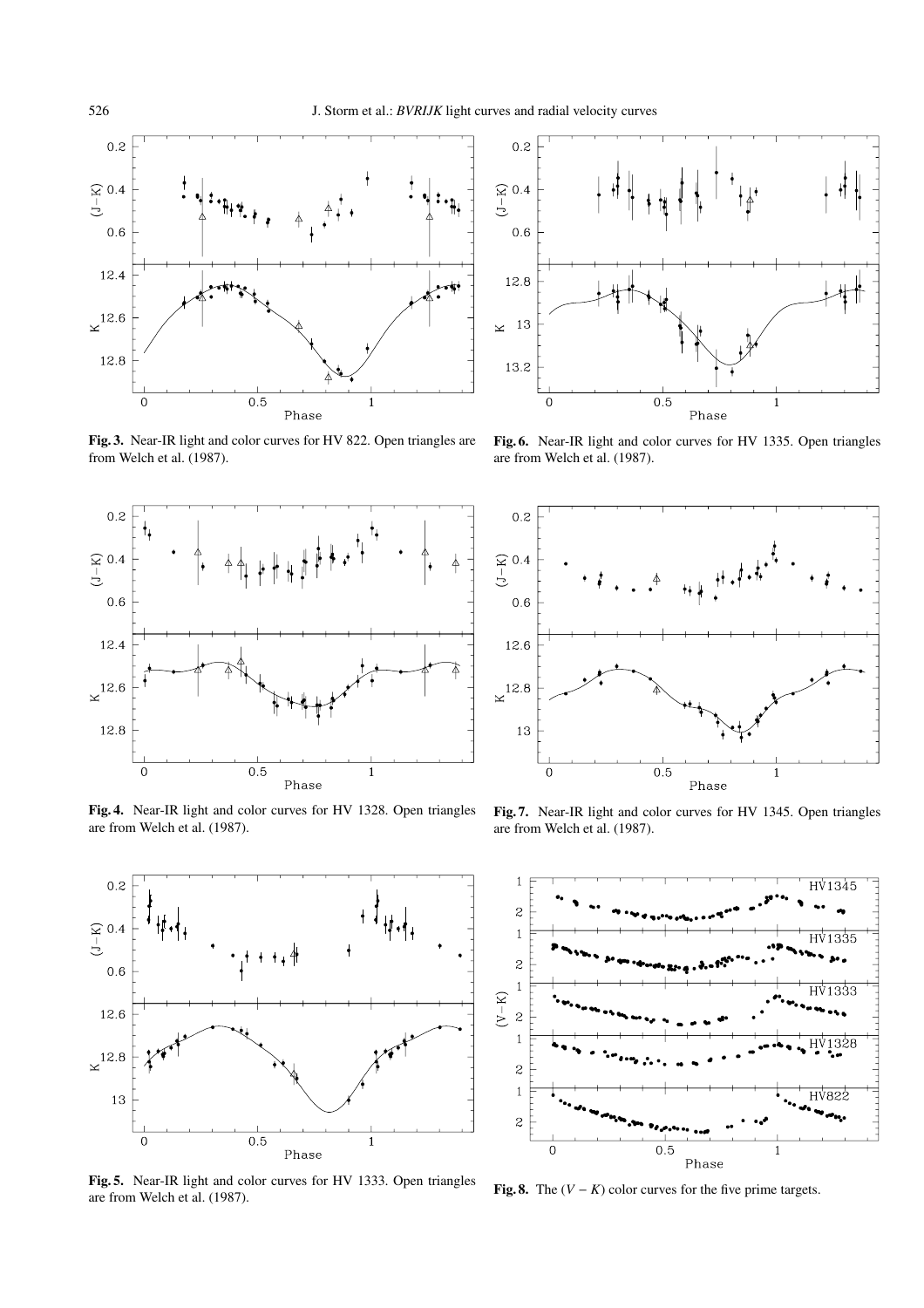**Fig. 3.** Near-IR light and color curves for HV 822. Open triangles are from Welch et al. (1987).

**Fig. 6.** Near-IR light and color curves for HV 1335. Open triangles are from Welch et al. (1987).

**Fig. 4.** Near-IR light and color curves for HV 1328. Open triangles are from Welch et al. (1987).

**Fig. 7.** Near-IR light and color curves for HV 1345. Open triangles are from Welch et al. (1987).

**Fig. 5.** Near-IR light and color curves for HV 1333. Open triangles are from Welch et al. (1987).

**Fig. 8.** The $(V - K)$ color curves for the five prime targets.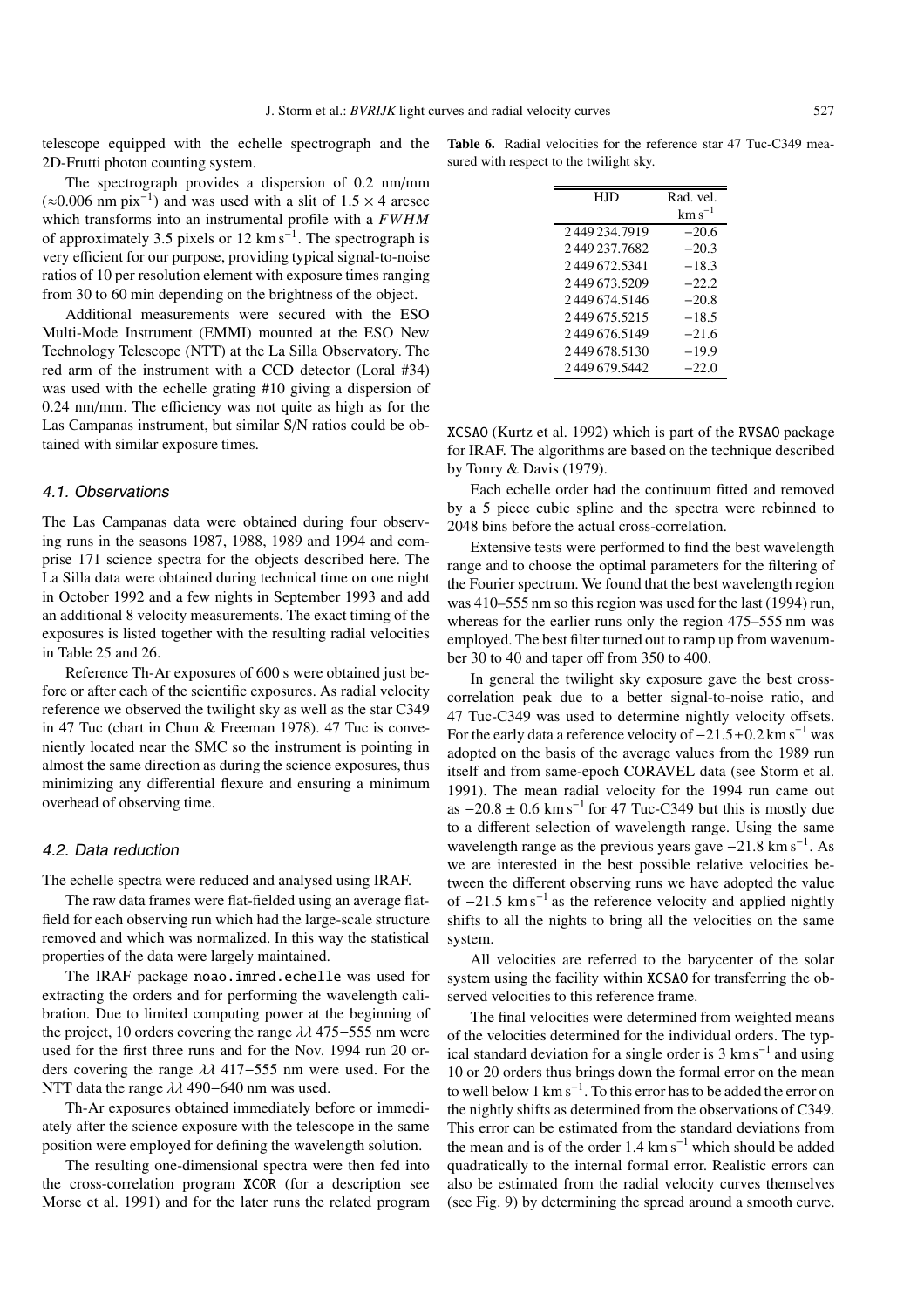telescope equipped with the echelle spectrograph and the 2D-Frutti photon counting system.

The spectrograph provides a dispersion of 0.2 nm/mm ($\approx$0.006 nm pix$^{-1}$) and was used with a slit of $1.5 \times 4$ arcsec which transforms into an instrumental profile with a $FWHM$ of approximately 3.5 pixels or 12 km s$^{-1}$. The spectrograph is very efficient for our purpose, providing typical signal-to-noise ratios of 10 per resolution element with exposure times ranging from 30 to 60 min depending on the brightness of the object.

Additional measurements were secured with the ESO Multi-Mode Instrument (EMMI) mounted at the ESO New Technology Telescope (NTT) at the La Silla Observatory. The red arm of the instrument with a CCD detector (Loral #34) was used with the echelle grating #10 giving a dispersion of 0.24 nm/mm. The efficiency was not quite as high as for the Las Campanas instrument, but similar S/N ratios could be obtained with similar exposure times.

### 4.1. Observations

The Las Campanas data were obtained during four observing runs in the seasons 1987, 1988, 1989 and 1994 and comprise 171 science spectra for the objects described here. The La Silla data were obtained during technical time on one night in October 1992 and a few nights in September 1993 and add an additional 8 velocity measurements. The exact timing of the exposures is listed together with the resulting radial velocities in Table 25 and 26.

Reference Th-Ar exposures of 600 s were obtained just before or after each of the scientific exposures. As radial velocity reference we observed the twilight sky as well as the star C349 in 47 Tuc (chart in Chun & Freeman 1978). 47 Tuc is conveniently located near the SMC so the instrument is pointing in almost the same direction as during the science exposures, thus minimizing any differential flexure and ensuring a minimum overhead of observing time.

### 4.2. Data reduction

The echelle spectra were reduced and analysed using IRAF.

The raw data frames were flat-fielded using an average flatfield for each observing run which had the large-scale structure removed and which was normalized. In this way the statistical properties of the data were largely maintained.

The IRAF package `noao.imred.echelle` was used for extracting the orders and for performing the wavelength calibration. Due to limited computing power at the beginning of the project, 10 orders covering the range $\lambda\lambda$ 475−555 nm were used for the first three runs and for the Nov. 1994 run 20 orders covering the range $\lambda\lambda$ 417−555 nm were used. For the NTT data the range $\lambda\lambda$ 490−640 nm was used.

Th-Ar exposures obtained immediately before or immediately after the science exposure with the telescope in the same position were employed for defining the wavelength solution.

The resulting one-dimensional spectra were then fed into the cross-correlation program `XCOR` (for a description see Morse et al. 1991) and for the later runs the related program

**Table 6.** Radial velocities for the reference star 47 Tuc-C349 measured with respect to the twilight sky.

| HJD | Rad. vel. (km s$^{-1}$) |
|---|---|
| 2 449 234.7919 | −20.6 |
| 2 449 237.7682 | −20.3 |
| 2 449 672.5341 | −18.3 |
| 2 449 673.5209 | −22.2 |
| 2 449 674.5146 | −20.8 |
| 2 449 675.5215 | −18.5 |
| 2 449 676.5149 | −21.6 |
| 2 449 678.5130 | −19.9 |
| 2 449 679.5442 | −22.0 |

`XCSAO` (Kurtz et al. 1992) which is part of the `RVSAO` package for IRAF. The algorithms are based on the technique described by Tonry & Davis (1979).

Each echelle order had the continuum fitted and removed by a 5 piece cubic spline and the spectra were rebinned to 2048 bins before the actual cross-correlation.

Extensive tests were performed to find the best wavelength range and to choose the optimal parameters for the filtering of the Fourier spectrum. We found that the best wavelength region was 410–555 nm so this region was used for the last (1994) run, whereas for the earlier runs only the region 475–555 nm was employed. The best filter turned out to ramp up from wavenumber 30 to 40 and taper off from 350 to 400.

In general the twilight sky exposure gave the best cross-correlation peak due to a better signal-to-noise ratio, and 47 Tuc-C349 was used to determine nightly velocity offsets. For the early data a reference velocity of $-21.5 \pm 0.2$ km s$^{-1}$ was adopted on the basis of the average values from the 1989 run itself and from same-epoch CORAVEL data (see Storm et al. 1991). The mean radial velocity for the 1994 run came out as $-20.8 \pm 0.6$ km s$^{-1}$ for 47 Tuc-C349 but this is mostly due to a different selection of wavelength range. Using the same wavelength range as the previous years gave $-21.8$ km s$^{-1}$. As we are interested in the best possible relative velocities between the different observing runs we have adopted the value of $-21.5$ km s$^{-1}$ as the reference velocity and applied nightly shifts to all the nights to bring all the velocities on the same system.

All velocities are referred to the barycenter of the solar system using the facility within `XCSAO` for transferring the observed velocities to this reference frame.

The final velocities were determined from weighted means of the velocities determined for the individual orders. The typical standard deviation for a single order is 3 km s$^{-1}$ and using 10 or 20 orders thus brings down the formal error on the mean to well below 1 km s$^{-1}$. To this error has to be added the error on the nightly shifts as determined from the observations of C349. This error can be estimated from the standard deviations from the mean and is of the order 1.4 km s$^{-1}$ which should be added quadratically to the internal formal error. Realistic errors can also be estimated from the radial velocity curves themselves (see Fig. 9) by determining the spread around a smooth curve.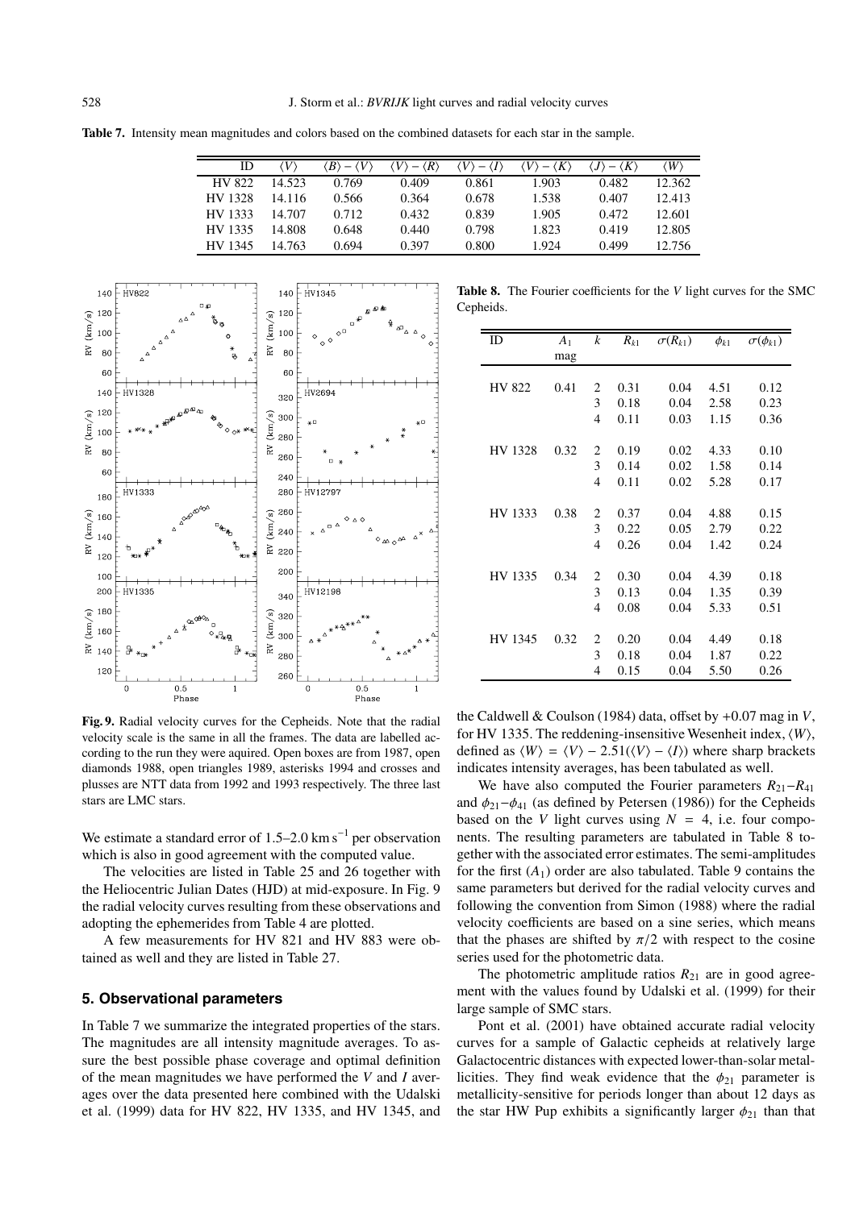**Table 7.** Intensity mean magnitudes and colors based on the combined datasets for each star in the sample.

| ID | $\langle V \rangle$ | $\langle B \rangle - \langle V \rangle$ | $\langle V \rangle - \langle R \rangle$ | $\langle V \rangle - \langle I \rangle$ | $\langle V \rangle - \langle K \rangle$ | $\langle J \rangle - \langle K \rangle$ | $\langle W \rangle$ |
|---|---|---|---|---|---|---|---|
| HV 822 | 14.523 | 0.769 | 0.409 | 0.861 | 1.903 | 0.482 | 12.362 |
| HV 1328 | 14.116 | 0.566 | 0.364 | 0.678 | 1.538 | 0.407 | 12.413 |
| HV 1333 | 14.707 | 0.712 | 0.432 | 0.839 | 1.905 | 0.472 | 12.601 |
| HV 1335 | 14.808 | 0.648 | 0.440 | 0.798 | 1.823 | 0.419 | 12.805 |
| HV 1345 | 14.763 | 0.694 | 0.397 | 0.800 | 1.924 | 0.499 | 12.756 |

**Fig. 9.** Radial velocity curves for the Cepheids. Note that the radial velocity scale is the same in all the frames. The data are labelled according to the run they were aquired. Open boxes are from 1987, open diamonds 1988, open triangles 1989, asterisks 1994 and crosses and plusses are NTT data from 1992 and 1993 respectively. The three last stars are LMC stars.

We estimate a standard error of 1.5–2.0 km s$^{-1}$ per observation which is also in good agreement with the computed value.

The velocities are listed in Table 25 and 26 together with the Heliocentric Julian Dates (HJD) at mid-exposure. In Fig. 9 the radial velocity curves resulting from these observations and adopting the ephemerides from Table 4 are plotted.

A few measurements for HV 821 and HV 883 were obtained as well and they are listed in Table 27.

## 5. Observational parameters

In Table 7 we summarize the integrated properties of the stars. The magnitudes are all intensity magnitude averages. To assure the best possible phase coverage and optimal definition of the mean magnitudes we have performed the $V$ and $I$ averages over the data presented here combined with the Udalski et al. (1999) data for HV 822, HV 1335, and HV 1345, and the Caldwell & Coulson (1984) data, offset by +0.07 mag in $V$, for HV 1335. The reddening-insensitive Wesenheit index, $\langle W \rangle$, defined as $\langle W \rangle = \langle V \rangle - 2.51(\langle V \rangle - \langle I \rangle)$ where sharp brackets indicates intensity averages, has been tabulated as well.

We have also computed the Fourier parameters $R_{21}$–$R_{41}$ and $\phi_{21}$–$\phi_{41}$ (as defined by Petersen (1986)) for the Cepheids based on the $V$ light curves using $N = 4$, i.e. four components. The resulting parameters are tabulated in Table 8 together with the associated error estimates. The semi-amplitudes for the first ($A_1$) order are also tabulated. Table 9 contains the same parameters but derived for the radial velocity curves and following the convention from Simon (1988) where the radial velocity coefficients are based on a sine series, which means that the phases are shifted by $\pi/2$ with respect to the cosine series used for the photometric data.

The photometric amplitude ratios $R_{21}$ are in good agreement with the values found by Udalski et al. (1999) for their large sample of SMC stars.

Pont et al. (2001) have obtained accurate radial velocity curves for a sample of Galactic cepheids at relatively large Galactocentric distances with expected lower-than-solar metallicities. They find weak evidence that the $\phi_{21}$ parameter is metallicity-sensitive for periods longer than about 12 days as the star HW Pup exhibits a significantly larger $\phi_{21}$ than that

**Table 8.** The Fourier coefficients for the $V$ light curves for the SMC Cepheids.

| ID | $A_1$ mag | $k$ | $R_{k1}$ | $\sigma(R_{k1})$ | $\phi_{k1}$ | $\sigma(\phi_{k1})$ |
|---|---|---|---|---|---|---|
| HV 822 | 0.41 | 2 | 0.31 | 0.04 | 4.51 | 0.12 |
| | | 3 | 0.18 | 0.04 | 2.58 | 0.23 |
| | | 4 | 0.11 | 0.03 | 1.15 | 0.36 |
| HV 1328 | 0.32 | 2 | 0.19 | 0.02 | 4.33 | 0.10 |
| | | 3 | 0.14 | 0.02 | 1.58 | 0.14 |
| | | 4 | 0.11 | 0.02 | 5.28 | 0.17 |
| HV 1333 | 0.38 | 2 | 0.37 | 0.04 | 4.88 | 0.15 |
| | | 3 | 0.22 | 0.05 | 2.79 | 0.22 |
| | | 4 | 0.26 | 0.04 | 1.42 | 0.24 |
| HV 1335 | 0.34 | 2 | 0.30 | 0.04 | 4.39 | 0.18 |
| | | 3 | 0.13 | 0.04 | 1.35 | 0.39 |
| | | 4 | 0.08 | 0.04 | 5.33 | 0.51 |
| HV 1345 | 0.32 | 2 | 0.20 | 0.04 | 4.49 | 0.18 |
| | | 3 | 0.18 | 0.04 | 1.87 | 0.22 |
| | | 4 | 0.15 | 0.04 | 5.50 | 0.26 |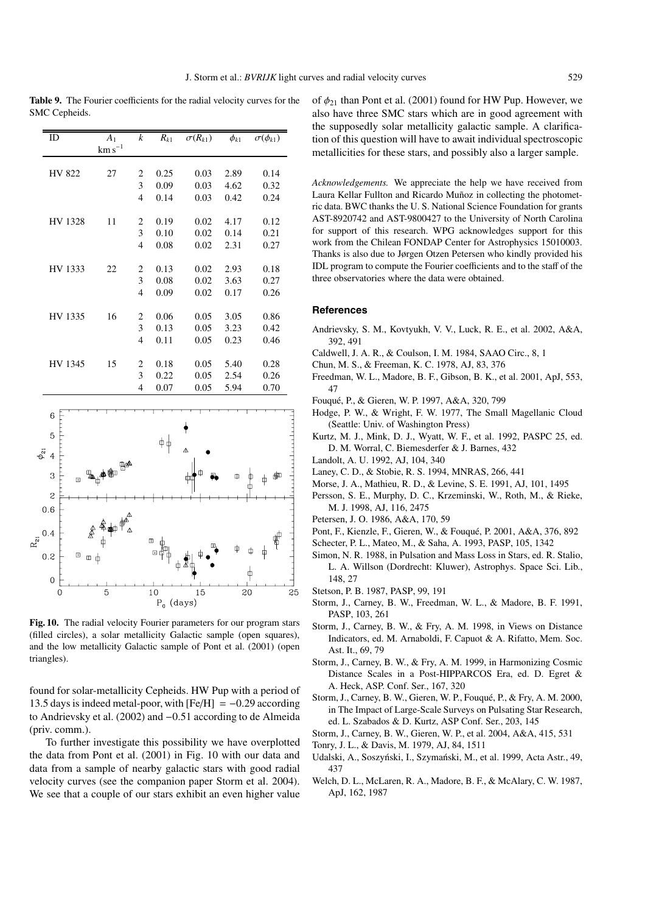**Table 9.** The Fourier coefficients for the radial velocity curves for the SMC Cepheids.

| ID | $A_1$ $\mathrm{km\,s^{-1}}$ | $k$ | $R_{k1}$ | $\sigma(R_{k1})$ | $\phi_{k1}$ | $\sigma(\phi_{k1})$ |
|---|---|---|---|---|---|---|
| HV 822 | 27 | 2 | 0.25 | 0.03 | 2.89 | 0.14 |
| | | 3 | 0.09 | 0.03 | 4.62 | 0.32 |
| | | 4 | 0.14 | 0.03 | 0.42 | 0.24 |
| HV 1328 | 11 | 2 | 0.19 | 0.02 | 4.17 | 0.12 |
| | | 3 | 0.10 | 0.02 | 0.14 | 0.21 |
| | | 4 | 0.08 | 0.02 | 2.31 | 0.27 |
| HV 1333 | 22 | 2 | 0.13 | 0.02 | 2.93 | 0.18 |
| | | 3 | 0.08 | 0.02 | 3.63 | 0.27 |
| | | 4 | 0.09 | 0.02 | 0.17 | 0.26 |
| HV 1335 | 16 | 2 | 0.06 | 0.05 | 3.05 | 0.86 |
| | | 3 | 0.13 | 0.05 | 3.23 | 0.42 |
| | | 4 | 0.11 | 0.05 | 0.23 | 0.46 |
| HV 1345 | 15 | 2 | 0.18 | 0.05 | 5.40 | 0.28 |
| | | 3 | 0.22 | 0.05 | 2.54 | 0.26 |
| | | 4 | 0.07 | 0.05 | 5.94 | 0.70 |

$\phi_{21}$
$R_{21}$
$P_0$ (days)

**Fig. 10.** The radial velocity Fourier parameters for our program stars (filled circles), a solar metallicity Galactic sample (open squares), and the low metallicity Galactic sample of Pont et al. (2001) (open triangles).

found for solar-metallicity Cepheids. HW Pup with a period of 13.5 days is indeed metal-poor, with [Fe/H] $= -0.29$ according to Andrievsky et al. (2002) and $-0.51$ according to de Almeida (priv. comm.).

To further investigate this possibility we have overplotted the data from Pont et al. (2001) in Fig. 10 with our data and data from a sample of nearby galactic stars with good radial velocity curves (see the companion paper Storm et al. 2004). We see that a couple of our stars exhibit an even higher value of $\phi_{21}$ than Pont et al. (2001) found for HW Pup. However, we also have three SMC stars which are in good agreement with the supposedly solar metallicity galactic sample. A clarification of this question will have to await individual spectroscopic metallicities for these stars, and possibly also a larger sample.

*Acknowledgements.* We appreciate the help we have received from Laura Kellar Fullton and Ricardo Muñoz in collecting the photometric data. BWC thanks the U. S. National Science Foundation for grants AST-8920742 and AST-9800427 to the University of North Carolina for support of this research. WPG acknowledges support for this work from the Chilean FONDAP Center for Astrophysics 15010003. Thanks is also due to Jørgen Otzen Petersen who kindly provided his IDL program to compute the Fourier coefficients and to the staff of the three observatories where the data were obtained.

## References

Andrievsky, S. M., Kovtyukh, V. V., Luck, R. E., et al. 2002, A&A, 392, 491
Caldwell, J. A. R., & Coulson, I. M. 1984, SAAO Circ., 8, 1
Chun, M. S., & Freeman, K. C. 1978, AJ, 83, 376
Freedman, W. L., Madore, B. F., Gibson, B. K., et al. 2001, ApJ, 553, 47
Fouqué, P., & Gieren, W. P. 1997, A&A, 320, 799
Hodge, P. W., & Wright, F. W. 1977, The Small Magellanic Cloud (Seattle: Univ. of Washington Press)
Kurtz, M. J., Mink, D. J., Wyatt, W. F., et al. 1992, PASPC 25, ed. D. M. Worral, C. Biemesderfer & J. Barnes, 432
Landolt, A. U. 1992, AJ, 104, 340
Laney, C. D., & Stobie, R. S. 1994, MNRAS, 266, 441
Morse, J. A., Mathieu, R. D., & Levine, S. E. 1991, AJ, 101, 1495
Persson, S. E., Murphy, D. C., Krzeminski, W., Roth, M., & Rieke, M. J. 1998, AJ, 116, 2475
Petersen, J. O. 1986, A&A, 170, 59
Pont, F., Kienzle, F., Gieren, W., & Fouqué, P. 2001, A&A, 376, 892
Schecter, P. L., Mateo, M., & Saha, A. 1993, PASP, 105, 1342
Simon, N. R. 1988, in Pulsation and Mass Loss in Stars, ed. R. Stalio, L. A. Willson (Dordrecht: Kluwer), Astrophys. Space Sci. Lib., 148, 27
Stetson, P. B. 1987, PASP, 99, 191
Storm, J., Carney, B. W., Freedman, W. L., & Madore, B. F. 1991, PASP, 103, 261
Storm, J., Carney, B. W., & Fry, A. M. 1998, in Views on Distance Indicators, ed. M. Arnaboldi, F. Capuot & A. Rifatto, Mem. Soc. Ast. It., 69, 79
Storm, J., Carney, B. W., & Fry, A. M. 1999, in Harmonizing Cosmic Distance Scales in a Post-HIPPARCOS Era, ed. D. Egret & A. Heck, ASP. Conf. Ser., 167, 320
Storm, J., Carney, B. W., Gieren, W. P., Fouqué, P., & Fry, A. M. 2000, in The Impact of Large-Scale Surveys on Pulsating Star Research, ed. L. Szabados & D. Kurtz, ASP Conf. Ser., 203, 145
Storm, J., Carney, B. W., Gieren, W. P., et al. 2004, A&A, 415, 531
Tonry, J. L., & Davis, M. 1979, AJ, 84, 1511
Udalski, A., Soszyński, I., Szymański, M., et al. 1999, Acta Astr., 49, 437
Welch, D. L., McLaren, R. A., Madore, B. F., & McAlary, C. W. 1987, ApJ, 162, 1987